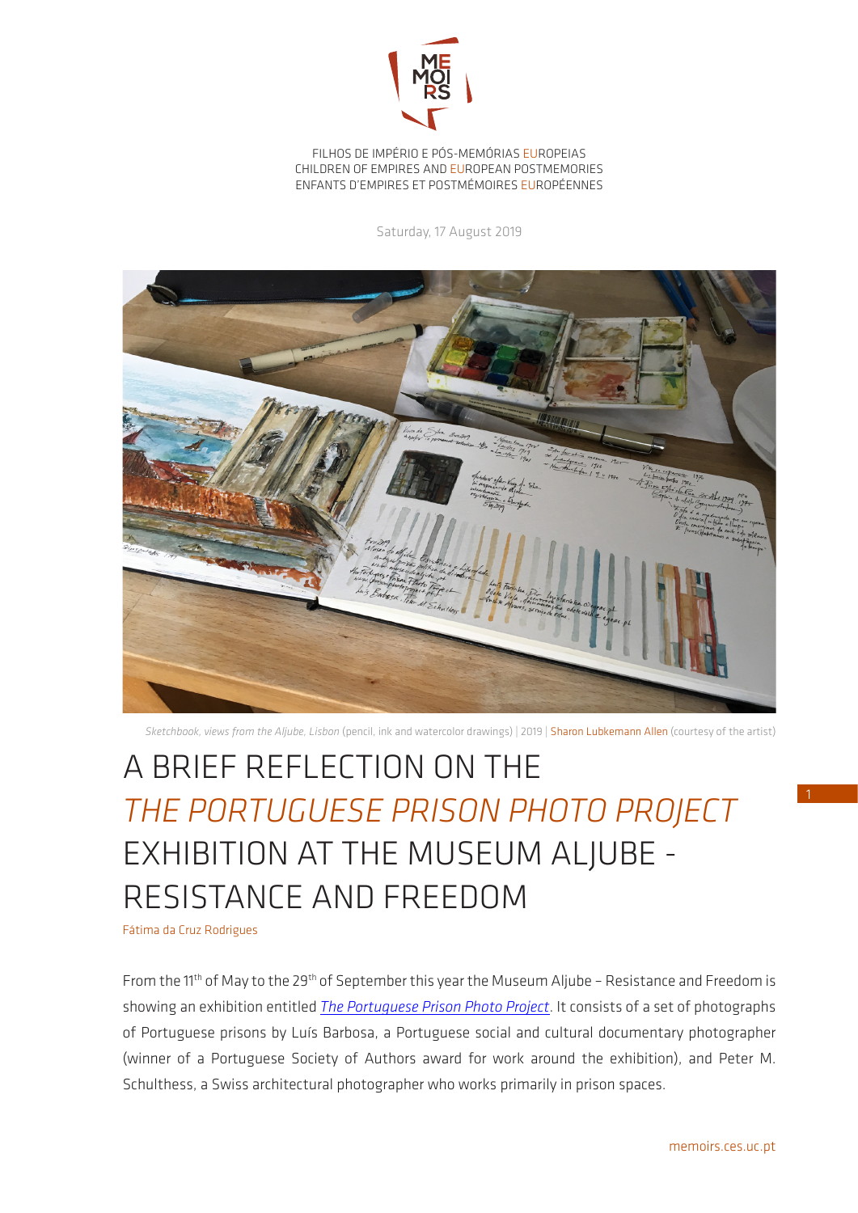FILHOS DE IMPÉRIO E PÓS-MEMÓRIAS EUROPEIAS
CHILDREN OF EMPIRES AND EUROPEAN POSTMEMORIES
ENFANTS D'EMPIRES ET POSTMÉMOIRES EUROPÉENNES

Saturday, 17 August 2019

*Sketchbook, views from the Aljube, Lisbon* (pencil, ink and watercolor drawings) | 2019 | Sharon Lubkemann Allen (courtesy of the artist)

# A BRIEF REFLECTION ON THE *THE PORTUGUESE PRISON PHOTO PROJECT* EXHIBITION AT THE MUSEUM ALJUBE - RESISTANCE AND FREEDOM

Fátima da Cruz Rodrigues

From the 11th of May to the 29th of September this year the Museum Aljube – Resistance and Freedom is showing an exhibition entitled *The Portuguese Prison Photo Project*. It consists of a set of photographs of Portuguese prisons by Luís Barbosa, a Portuguese social and cultural documentary photographer (winner of a Portuguese Society of Authors award for work around the exhibition), and Peter M. Schulthess, a Swiss architectural photographer who works primarily in prison spaces.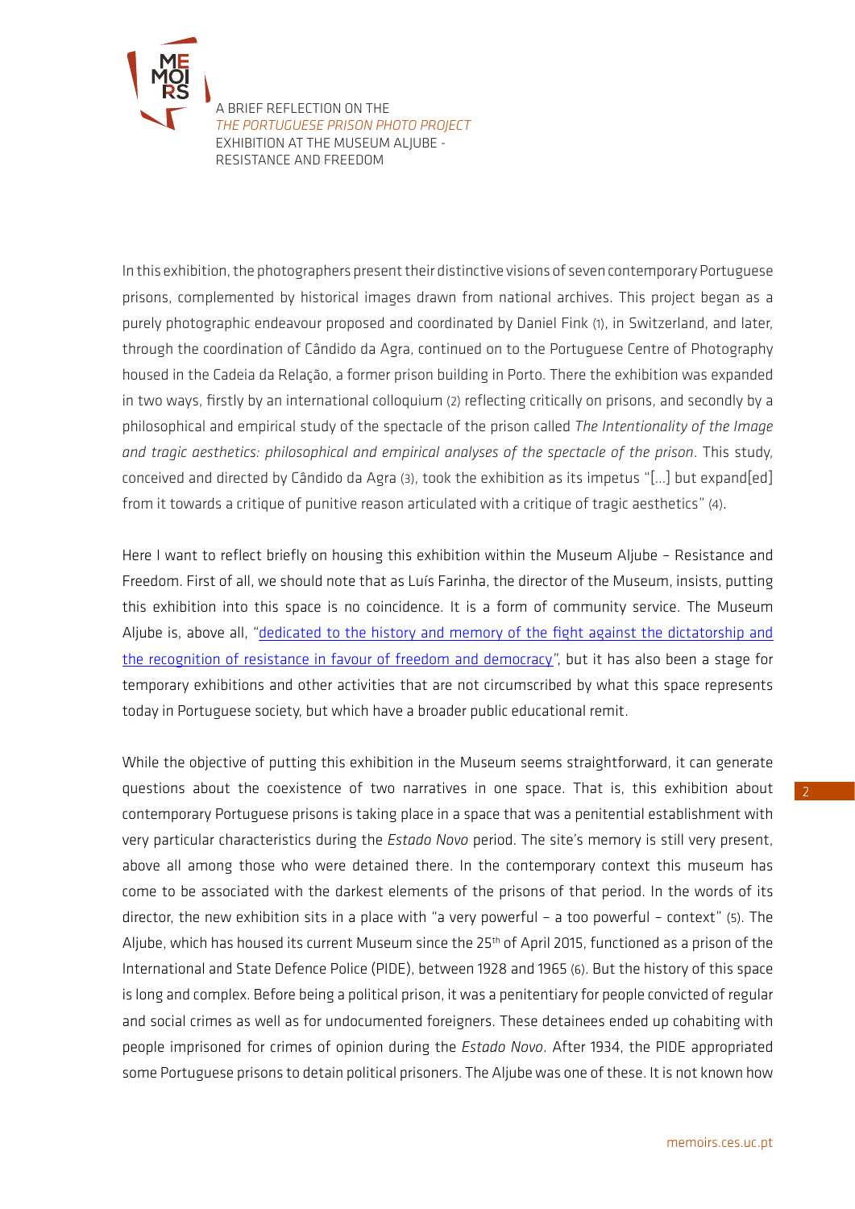In this exhibition, the photographers present their distinctive visions of seven contemporary Portuguese prisons, complemented by historical images drawn from national archives. This project began as a purely photographic endeavour proposed and coordinated by Daniel Fink (1), in Switzerland, and later, through the coordination of Cândido da Agra, continued on to the Portuguese Centre of Photography housed in the Cadeia da Relação, a former prison building in Porto. There the exhibition was expanded in two ways, firstly by an international colloquium (2) reflecting critically on prisons, and secondly by a philosophical and empirical study of the spectacle of the prison called *The Intentionality of the Image and tragic aesthetics: philosophical and empirical analyses of the spectacle of the prison*. This study, conceived and directed by Cândido da Agra (3), took the exhibition as its impetus "[...] but expand[ed] from it towards a critique of punitive reason articulated with a critique of tragic aesthetics" (4).

Here I want to reflect briefly on housing this exhibition within the Museum Aljube – Resistance and Freedom. First of all, we should note that as Luís Farinha, the director of the Museum, insists, putting this exhibition into this space is no coincidence. It is a form of community service. The Museum Aljube is, above all, "dedicated to the history and memory of the fight against the dictatorship and the recognition of resistance in favour of freedom and democracy", but it has also been a stage for temporary exhibitions and other activities that are not circumscribed by what this space represents today in Portuguese society, but which have a broader public educational remit.

While the objective of putting this exhibition in the Museum seems straightforward, it can generate questions about the coexistence of two narratives in one space. That is, this exhibition about contemporary Portuguese prisons is taking place in a space that was a penitential establishment with very particular characteristics during the *Estado Novo* period. The site's memory is still very present, above all among those who were detained there. In the contemporary context this museum has come to be associated with the darkest elements of the prisons of that period. In the words of its director, the new exhibition sits in a place with "a very powerful – a too powerful – context" (5). The Aljube, which has housed its current Museum since the 25th of April 2015, functioned as a prison of the International and State Defence Police (PIDE), between 1928 and 1965 (6). But the history of this space is long and complex. Before being a political prison, it was a penitentiary for people convicted of regular and social crimes as well as for undocumented foreigners. These detainees ended up cohabiting with people imprisoned for crimes of opinion during the *Estado Novo*. After 1934, the PIDE appropriated some Portuguese prisons to detain political prisoners. The Aljube was one of these. It is not known how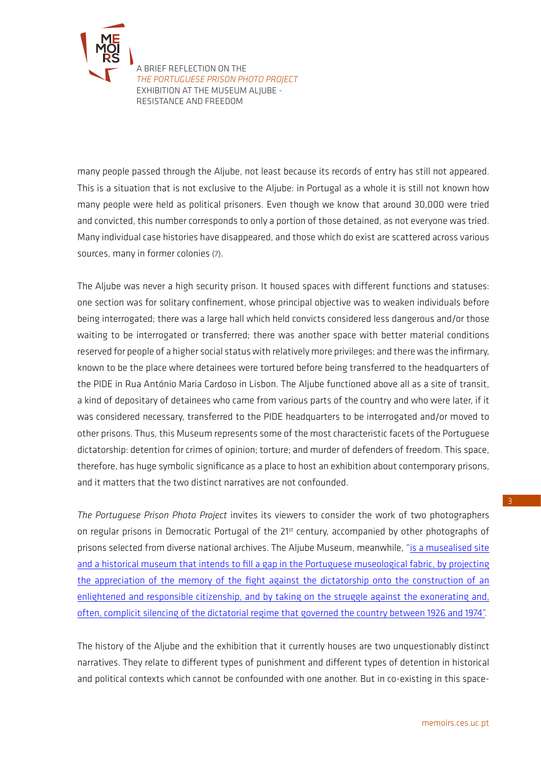many people passed through the Aljube, not least because its records of entry has still not appeared. This is a situation that is not exclusive to the Aljube: in Portugal as a whole it is still not known how many people were held as political prisoners. Even though we know that around 30,000 were tried and convicted, this number corresponds to only a portion of those detained, as not everyone was tried. Many individual case histories have disappeared, and those which do exist are scattered across various sources, many in former colonies (7).

The Aljube was never a high security prison. It housed spaces with different functions and statuses: one section was for solitary confinement, whose principal objective was to weaken individuals before being interrogated; there was a large hall which held convicts considered less dangerous and/or those waiting to be interrogated or transferred; there was another space with better material conditions reserved for people of a higher social status with relatively more privileges; and there was the infirmary, known to be the place where detainees were tortured before being transferred to the headquarters of the PIDE in Rua António Maria Cardoso in Lisbon. The Aljube functioned above all as a site of transit, a kind of depositary of detainees who came from various parts of the country and who were later, if it was considered necessary, transferred to the PIDE headquarters to be interrogated and/or moved to other prisons. Thus, this Museum represents some of the most characteristic facets of the Portuguese dictatorship: detention for crimes of opinion; torture; and murder of defenders of freedom. This space, therefore, has huge symbolic significance as a place to host an exhibition about contemporary prisons, and it matters that the two distinct narratives are not confounded.

*The Portuguese Prison Photo Project* invites its viewers to consider the work of two photographers on regular prisons in Democratic Portugal of the 21st century, accompanied by other photographs of prisons selected from diverse national archives. The Aljube Museum, meanwhile, "is a musealised site and a historical museum that intends to fill a gap in the Portuguese museological fabric, by projecting the appreciation of the memory of the fight against the dictatorship onto the construction of an enlightened and responsible citizenship, and by taking on the struggle against the exonerating and, often, complicit silencing of the dictatorial regime that governed the country between 1926 and 1974".

The history of the Aljube and the exhibition that it currently houses are two unquestionably distinct narratives. They relate to different types of punishment and different types of detention in historical and political contexts which cannot be confounded with one another. But in co-existing in this space-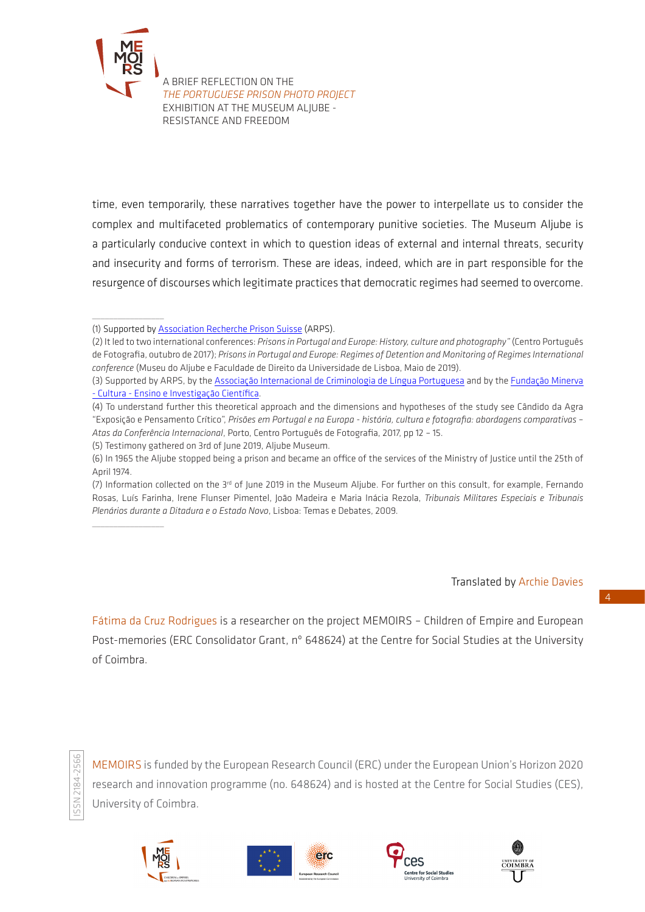time, even temporarily, these narratives together have the power to interpellate us to consider the complex and multifaceted problematics of contemporary punitive societies. The Museum Aljube is a particularly conducive context in which to question ideas of external and internal threats, security and insecurity and forms of terrorism. These are ideas, indeed, which are in part responsible for the resurgence of discourses which legitimate practices that democratic regimes had seemed to overcome.

---

(1) Supported by Association Recherche Prison Suisse (ARPS).

(2) It led to two international conferences: *Prisons in Portugal and Europe: History, culture and photography"* (Centro Português de Fotografia, outubro de 2017); *Prisons in Portugal and Europe: Regimes of Detention and Monitoring of Regimes International conference* (Museu do Aljube e Faculdade de Direito da Universidade de Lisboa, Maio de 2019).

(3) Supported by ARPS, by the Associação Internacional de Criminologia de Língua Portuguesa and by the Fundação Minerva - Cultura - Ensino e Investigação Científica.

(4) To understand further this theoretical approach and the dimensions and hypotheses of the study see Cândido da Agra "Exposição e Pensamento Crítico", *Prisões em Portugal e na Europa - história, cultura e fotografia: abordagens comparativas – Atas da Conferência Internacional*, Porto, Centro Português de Fotografia, 2017, pp 12 – 15.

(5) Testimony gathered on 3rd of June 2019, Aljube Museum.

(6) In 1965 the Aljube stopped being a prison and became an office of the services of the Ministry of Justice until the 25th of April 1974.

(7) Information collected on the 3rd of June 2019 in the Museum Aljube. For further on this consult, for example, Fernando Rosas, Luís Farinha, Irene Flunser Pimentel, João Madeira e Maria Inácia Rezola, *Tribunais Militares Especiais e Tribunais Plenários durante a Ditadura e o Estado Novo*, Lisboa: Temas e Debates, 2009.

---

Translated by Archie Davies

Fátima da Cruz Rodrigues is a researcher on the project MEMOIRS – Children of Empire and European Post-memories (ERC Consolidator Grant, nº 648624) at the Centre for Social Studies at the University of Coimbra.

MEMOIRS is funded by the European Research Council (ERC) under the European Union's Horizon 2020 research and innovation programme (no. 648624) and is hosted at the Centre for Social Studies (CES), University of Coimbra.